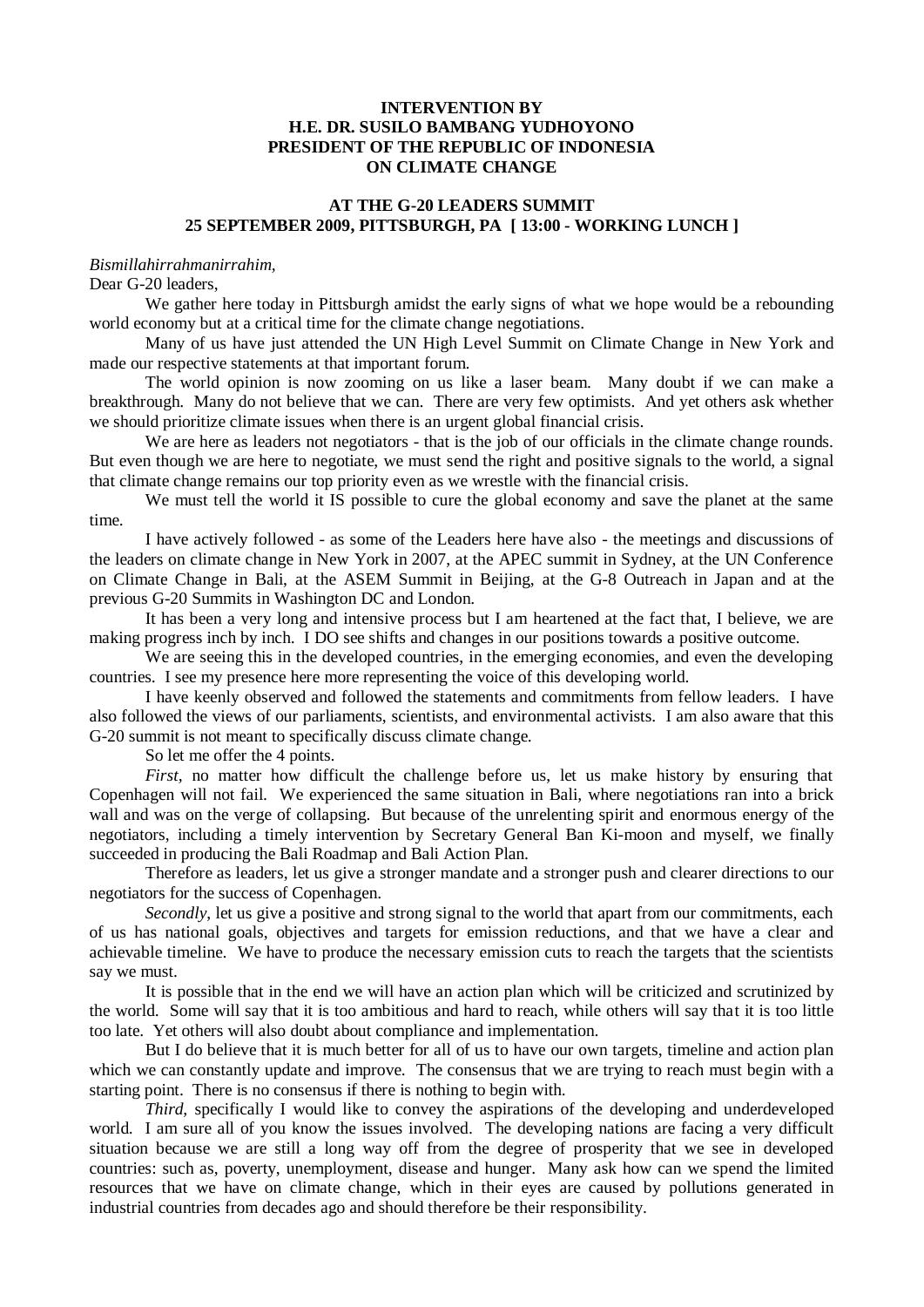**INTERVENTION BY**
**H.E. DR. SUSILO BAMBANG YUDHOYONO**
**PRESIDENT OF THE REPUBLIC OF INDONESIA**
**ON CLIMATE CHANGE**

**AT THE G-20 LEADERS SUMMIT**
**25 SEPTEMBER 2009, PITTSBURGH, PA [ 13:00 - WORKING LUNCH ]**

*Bismillahirrahmanirrahim,*
Dear G-20 leaders,

We gather here today in Pittsburgh amidst the early signs of what we hope would be a rebounding world economy but at a critical time for the climate change negotiations.

Many of us have just attended the UN High Level Summit on Climate Change in New York and made our respective statements at that important forum.

The world opinion is now zooming on us like a laser beam. Many doubt if we can make a breakthrough. Many do not believe that we can. There are very few optimists. And yet others ask whether we should prioritize climate issues when there is an urgent global financial crisis.

We are here as leaders not negotiators - that is the job of our officials in the climate change rounds. But even though we are here to negotiate, we must send the right and positive signals to the world, a signal that climate change remains our top priority even as we wrestle with the financial crisis.

We must tell the world it IS possible to cure the global economy and save the planet at the same time.

I have actively followed - as some of the Leaders here have also - the meetings and discussions of the leaders on climate change in New York in 2007, at the APEC summit in Sydney, at the UN Conference on Climate Change in Bali, at the ASEM Summit in Beijing, at the G-8 Outreach in Japan and at the previous G-20 Summits in Washington DC and London.

It has been a very long and intensive process but I am heartened at the fact that, I believe, we are making progress inch by inch. I DO see shifts and changes in our positions towards a positive outcome.

We are seeing this in the developed countries, in the emerging economies, and even the developing countries. I see my presence here more representing the voice of this developing world.

I have keenly observed and followed the statements and commitments from fellow leaders. I have also followed the views of our parliaments, scientists, and environmental activists. I am also aware that this G-20 summit is not meant to specifically discuss climate change.

So let me offer the 4 points.

*First,* no matter how difficult the challenge before us, let us make history by ensuring that Copenhagen will not fail. We experienced the same situation in Bali, where negotiations ran into a brick wall and was on the verge of collapsing. But because of the unrelenting spirit and enormous energy of the negotiators, including a timely intervention by Secretary General Ban Ki-moon and myself, we finally succeeded in producing the Bali Roadmap and Bali Action Plan.

Therefore as leaders, let us give a stronger mandate and a stronger push and clearer directions to our negotiators for the success of Copenhagen.

*Secondly,* let us give a positive and strong signal to the world that apart from our commitments, each of us has national goals, objectives and targets for emission reductions, and that we have a clear and achievable timeline. We have to produce the necessary emission cuts to reach the targets that the scientists say we must.

It is possible that in the end we will have an action plan which will be criticized and scrutinized by the world. Some will say that it is too ambitious and hard to reach, while others will say that it is too little too late. Yet others will also doubt about compliance and implementation.

But I do believe that it is much better for all of us to have our own targets, timeline and action plan which we can constantly update and improve. The consensus that we are trying to reach must begin with a starting point. There is no consensus if there is nothing to begin with.

*Third,* specifically I would like to convey the aspirations of the developing and underdeveloped world. I am sure all of you know the issues involved. The developing nations are facing a very difficult situation because we are still a long way off from the degree of prosperity that we see in developed countries: such as, poverty, unemployment, disease and hunger. Many ask how can we spend the limited resources that we have on climate change, which in their eyes are caused by pollutions generated in industrial countries from decades ago and should therefore be their responsibility.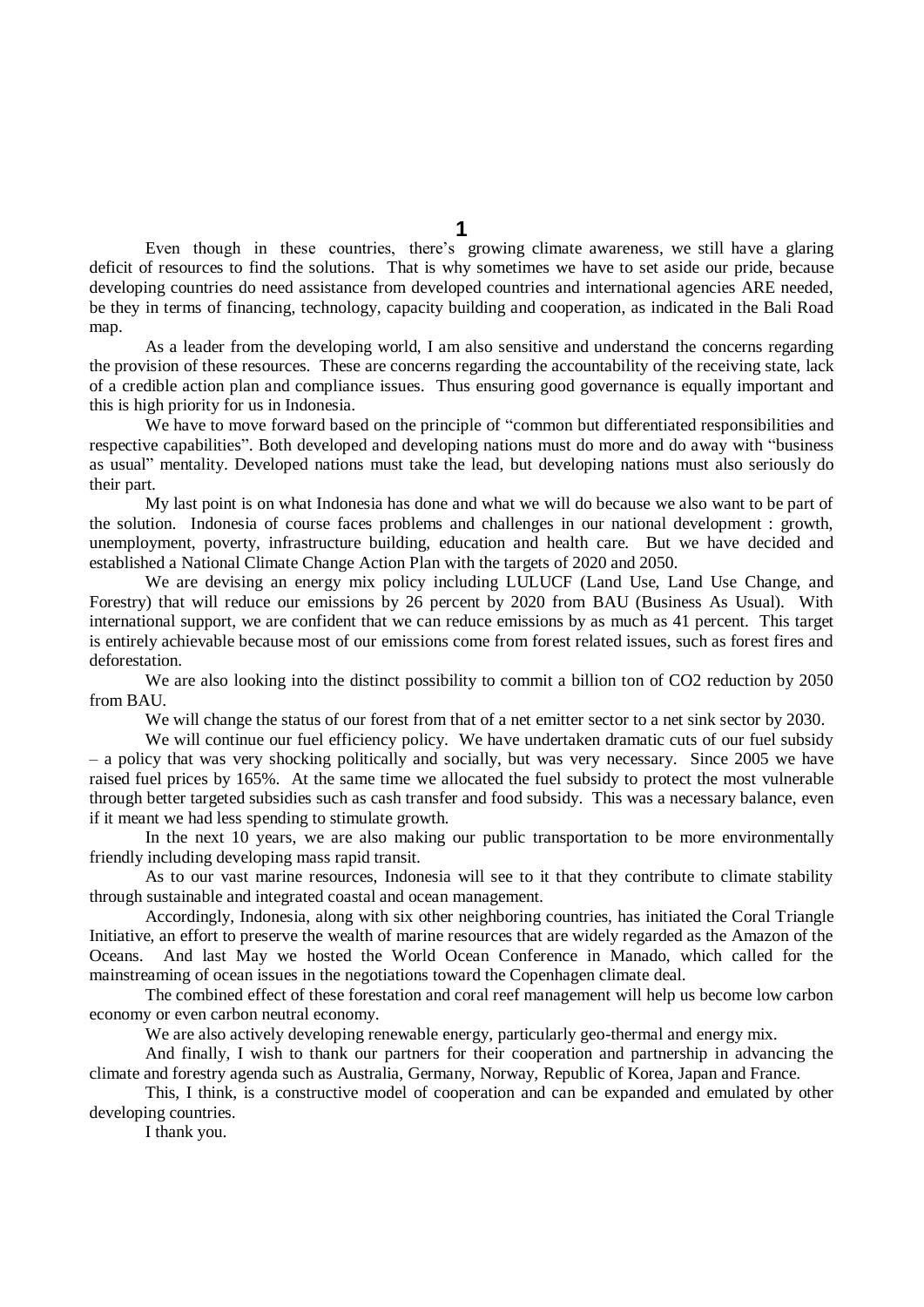Even though in these countries, there's growing climate awareness, we still have a glaring deficit of resources to find the solutions. That is why sometimes we have to set aside our pride, because developing countries do need assistance from developed countries and international agencies ARE needed, be they in terms of financing, technology, capacity building and cooperation, as indicated in the Bali Road map.

As a leader from the developing world, I am also sensitive and understand the concerns regarding the provision of these resources. These are concerns regarding the accountability of the receiving state, lack of a credible action plan and compliance issues. Thus ensuring good governance is equally important and this is high priority for us in Indonesia.

We have to move forward based on the principle of "common but differentiated responsibilities and respective capabilities". Both developed and developing nations must do more and do away with "business as usual" mentality. Developed nations must take the lead, but developing nations must also seriously do their part.

My last point is on what Indonesia has done and what we will do because we also want to be part of the solution. Indonesia of course faces problems and challenges in our national development : growth, unemployment, poverty, infrastructure building, education and health care. But we have decided and established a National Climate Change Action Plan with the targets of 2020 and 2050.

We are devising an energy mix policy including LULUCF (Land Use, Land Use Change, and Forestry) that will reduce our emissions by 26 percent by 2020 from BAU (Business As Usual). With international support, we are confident that we can reduce emissions by as much as 41 percent. This target is entirely achievable because most of our emissions come from forest related issues, such as forest fires and deforestation.

We are also looking into the distinct possibility to commit a billion ton of $CO_2$ reduction by 2050 from BAU.

We will change the status of our forest from that of a net emitter sector to a net sink sector by 2030.

We will continue our fuel efficiency policy. We have undertaken dramatic cuts of our fuel subsidy – a policy that was very shocking politically and socially, but was very necessary. Since 2005 we have raised fuel prices by 165%. At the same time we allocated the fuel subsidy to protect the most vulnerable through better targeted subsidies such as cash transfer and food subsidy. This was a necessary balance, even if it meant we had less spending to stimulate growth.

In the next 10 years, we are also making our public transportation to be more environmentally friendly including developing mass rapid transit.

As to our vast marine resources, Indonesia will see to it that they contribute to climate stability through sustainable and integrated coastal and ocean management.

Accordingly, Indonesia, along with six other neighboring countries, has initiated the Coral Triangle Initiative, an effort to preserve the wealth of marine resources that are widely regarded as the Amazon of the Oceans. And last May we hosted the World Ocean Conference in Manado, which called for the mainstreaming of ocean issues in the negotiations toward the Copenhagen climate deal.

The combined effect of these forestation and coral reef management will help us become low carbon economy or even carbon neutral economy.

We are also actively developing renewable energy, particularly geo-thermal and energy mix.

And finally, I wish to thank our partners for their cooperation and partnership in advancing the climate and forestry agenda such as Australia, Germany, Norway, Republic of Korea, Japan and France.

This, I think, is a constructive model of cooperation and can be expanded and emulated by other developing countries.

I thank you.